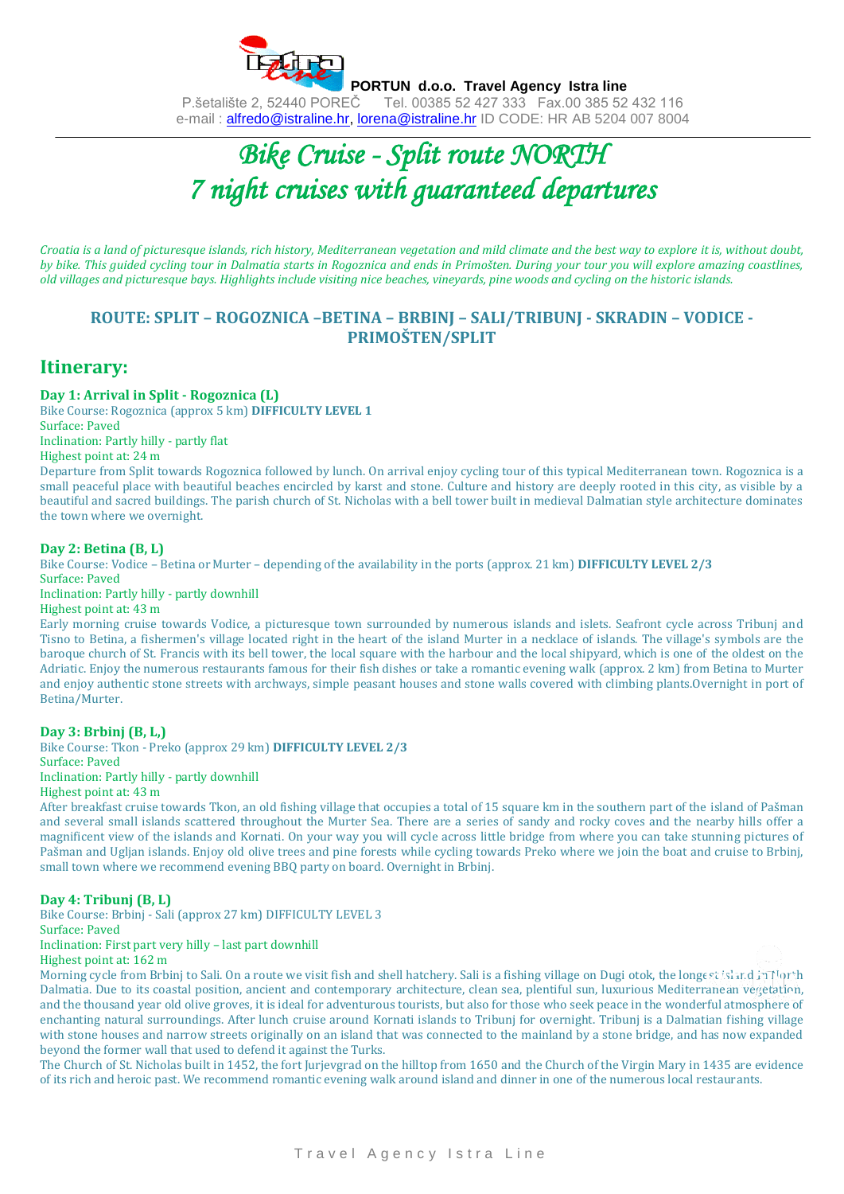**PORTUN d.o.o. Travel Agency Istra line**
P.šetalište 2, 52440 POREČ Tel. 00385 52 427 333 Fax.00 385 52 432 116
e-mail : alfredo@istraline.hr, lorena@istraline.hr ID CODE: HR AB 5204 007 8004

# *Bike Cruise - Split route NORTH*
# *7 night cruises with guaranteed departures*

*Croatia is a land of picturesque islands, rich history, Mediterranean vegetation and mild climate and the best way to explore it is, without doubt, by bike. This guided cycling tour in Dalmatia starts in Rogoznica and ends in Primošten. During your tour you will explore amazing coastlines, old villages and picturesque bays. Highlights include visiting nice beaches, vineyards, pine woods and cycling on the historic islands.*

### ROUTE: SPLIT – ROGOZNICA –BETINA – BRBINJ – SALI/TRIBUNJ - SKRADIN – VODICE - PRIMOŠTEN/SPLIT

## Itinerary:

**Day 1: Arrival in Split - Rogoznica (L)**
Bike Course: Rogoznica (approx 5 km) **DIFFICULTY LEVEL 1**
Surface: Paved
Inclination: Partly hilly - partly flat
Highest point at: 24 m
Departure from Split towards Rogoznica followed by lunch. On arrival enjoy cycling tour of this typical Mediterranean town. Rogoznica is a small peaceful place with beautiful beaches encircled by karst and stone. Culture and history are deeply rooted in this city, as visible by a beautiful and sacred buildings. The parish church of St. Nicholas with a bell tower built in medieval Dalmatian style architecture dominates the town where we overnight.

**Day 2: Betina (B, L)**
Bike Course: Vodice – Betina or Murter – depending of the availability in the ports (approx. 21 km) **DIFFICULTY LEVEL 2/3**
Surface: Paved
Inclination: Partly hilly - partly downhill
Highest point at: 43 m
Early morning cruise towards Vodice, a picturesque town surrounded by numerous islands and islets. Seafront cycle across Tribunj and Tisno to Betina, a fishermen's village located right in the heart of the island Murter in a necklace of islands. The village's symbols are the baroque church of St. Francis with its bell tower, the local square with the harbour and the local shipyard, which is one of the oldest on the Adriatic. Enjoy the numerous restaurants famous for their fish dishes or take a romantic evening walk (approx. 2 km) from Betina to Murter and enjoy authentic stone streets with archways, simple peasant houses and stone walls covered with climbing plants.Overnight in port of Betina/Murter.

**Day 3: Brbinj (B, L,)**
Bike Course: Tkon - Preko (approx 29 km) **DIFFICULTY LEVEL 2/3**
Surface: Paved
Inclination: Partly hilly - partly downhill
Highest point at: 43 m
After breakfast cruise towards Tkon, an old fishing village that occupies a total of 15 square km in the southern part of the island of Pašman and several small islands scattered throughout the Murter Sea. There are a series of sandy and rocky coves and the nearby hills offer a magnificent view of the islands and Kornati. On your way you will cycle across little bridge from where you can take stunning pictures of Pašman and Ugljan islands. Enjoy old olive trees and pine forests while cycling towards Preko where we join the boat and cruise to Brbinj, small town where we recommend evening BBQ party on board. Overnight in Brbinj.

**Day 4: Tribunj (B, L)**
Bike Course: Brbinj - Sali (approx 27 km) DIFFICULTY LEVEL 3
Surface: Paved
Inclination: First part very hilly – last part downhill
Highest point at: 162 m
Morning cycle from Brbinj to Sali. On a route we visit fish and shell hatchery. Sali is a fishing village on Dugi otok, the longest island in North Dalmatia. Due to its coastal position, ancient and contemporary architecture, clean sea, plentiful sun, luxurious Mediterranean vegetation, and the thousand year old olive groves, it is ideal for adventurous tourists, but also for those who seek peace in the wonderful atmosphere of enchanting natural surroundings. After lunch cruise around Kornati islands to Tribunj for overnight. Tribunj is a Dalmatian fishing village with stone houses and narrow streets originally on an island that was connected to the mainland by a stone bridge, and has now expanded beyond the former wall that used to defend it against the Turks.
The Church of St. Nicholas built in 1452, the fort Jurjevgrad on the hilltop from 1650 and the Church of the Virgin Mary in 1435 are evidence of its rich and heroic past. We recommend romantic evening walk around island and dinner in one of the numerous local restaurants.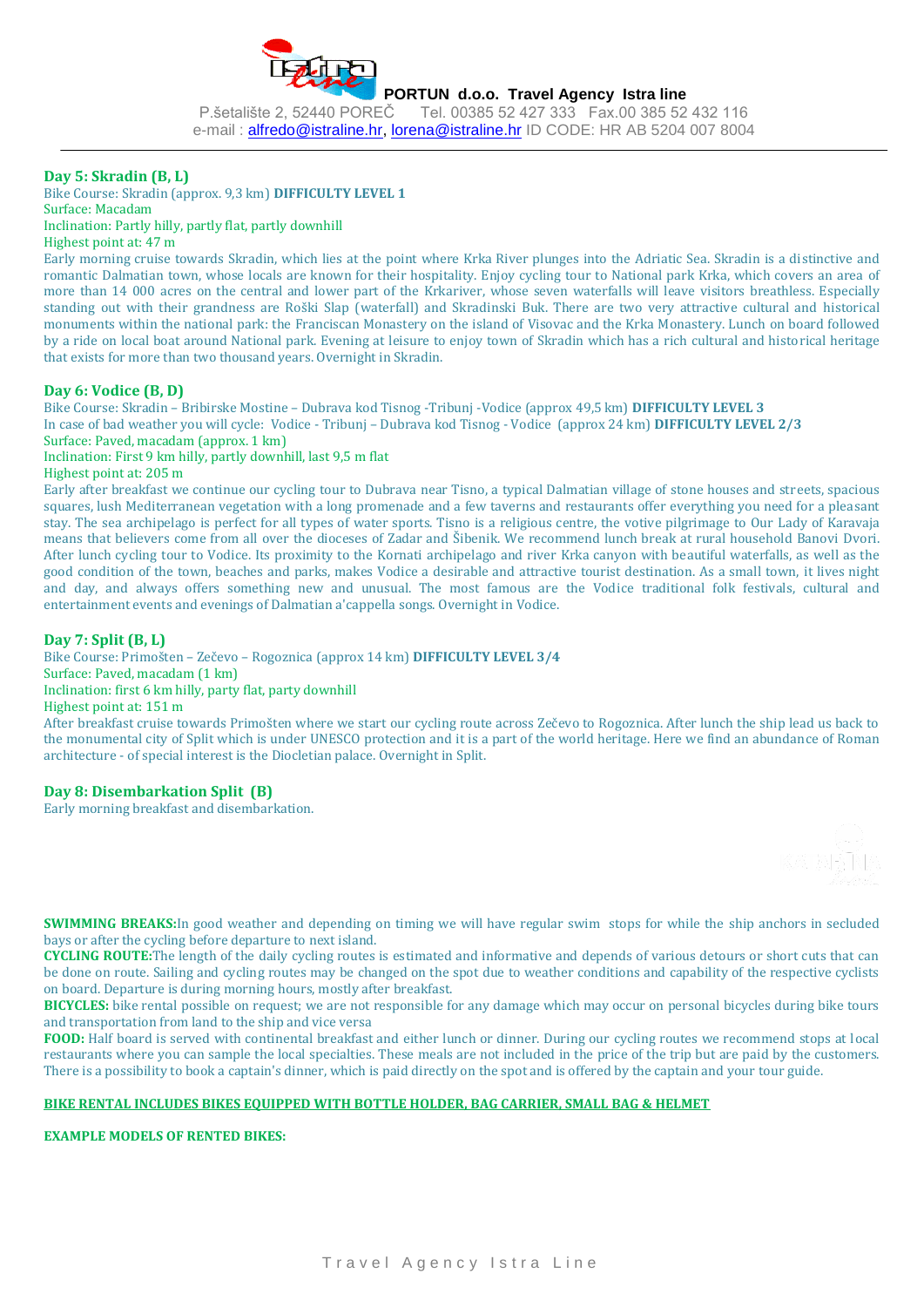**PORTUN d.o.o. Travel Agency Istra line**

P.šetalište 2, 52440 POREČ Tel. 00385 52 427 333 Fax.00 385 52 432 116
e-mail : alfredo@istraline.hr, lorena@istraline.hr ID CODE: HR AB 5204 007 8004

---

## Day 5: Skradin (B, L)

Bike Course: Skradin (approx. 9,3 km) **DIFFICULTY LEVEL 1**
Surface: Macadam
Inclination: Partly hilly, partly flat, partly downhill
Highest point at: 47 m

Early morning cruise towards Skradin, which lies at the point where Krka River plunges into the Adriatic Sea. Skradin is a distinctive and romantic Dalmatian town, whose locals are known for their hospitality. Enjoy cycling tour to National park Krka, which covers an area of more than 14 000 acres on the central and lower part of the Krkariver, whose seven waterfalls will leave visitors breathless. Especially standing out with their grandness are Roški Slap (waterfall) and Skradinski Buk. There are two very attractive cultural and historical monuments within the national park: the Franciscan Monastery on the island of Visovac and the Krka Monastery. Lunch on board followed by a ride on local boat around National park. Evening at leisure to enjoy town of Skradin which has a rich cultural and historical heritage that exists for more than two thousand years. Overnight in Skradin.

## Day 6: Vodice (B, D)

Bike Course: Skradin – Bribirske Mostine – Dubrava kod Tisnog -Tribunj -Vodice (approx 49,5 km) **DIFFICULTY LEVEL 3**
In case of bad weather you will cycle: Vodice - Tribunj – Dubrava kod Tisnog - Vodice (approx 24 km) **DIFFICULTY LEVEL 2/3**
Surface: Paved, macadam (approx. 1 km)
Inclination: First 9 km hilly, partly downhill, last 9,5 m flat
Highest point at: 205 m

Early after breakfast we continue our cycling tour to Dubrava near Tisno, a typical Dalmatian village of stone houses and streets, spacious squares, lush Mediterranean vegetation with a long promenade and a few taverns and restaurants offer everything you need for a pleasant stay. The sea archipelago is perfect for all types of water sports. Tisno is a religious centre, the votive pilgrimage to Our Lady of Karavaja means that believers come from all over the dioceses of Zadar and Šibenik. We recommend lunch break at rural household Banovi Dvori. After lunch cycling tour to Vodice. Its proximity to the Kornati archipelago and river Krka canyon with beautiful waterfalls, as well as the good condition of the town, beaches and parks, makes Vodice a desirable and attractive tourist destination. As a small town, it lives night and day, and always offers something new and unusual. The most famous are the Vodice traditional folk festivals, cultural and entertainment events and evenings of Dalmatian a'cappella songs. Overnight in Vodice.

## Day 7: Split (B, L)

Bike Course: Primošten – Zečevo – Rogoznica (approx 14 km) **DIFFICULTY LEVEL 3/4**
Surface: Paved, macadam (1 km)
Inclination: first 6 km hilly, party flat, party downhill
Highest point at: 151 m

After breakfast cruise towards Primošten where we start our cycling route across Zečevo to Rogoznica. After lunch the ship lead us back to the monumental city of Split which is under UNESCO protection and it is a part of the world heritage. Here we find an abundance of Roman architecture - of special interest is the Diocletian palace. Overnight in Split.

## Day 8: Disembarkation Split (B)

Early morning breakfast and disembarkation.

**SWIMMING BREAKS:** In good weather and depending on timing we will have regular swim stops for while the ship anchors in secluded bays or after the cycling before departure to next island.
**CYCLING ROUTE:** The length of the daily cycling routes is estimated and informative and depends of various detours or short cuts that can be done on route. Sailing and cycling routes may be changed on the spot due to weather conditions and capability of the respective cyclists on board. Departure is during morning hours, mostly after breakfast.
**BICYCLES:** bike rental possible on request; we are not responsible for any damage which may occur on personal bicycles during bike tours and transportation from land to the ship and vice versa
**FOOD:** Half board is served with continental breakfast and either lunch or dinner. During our cycling routes we recommend stops at local restaurants where you can sample the local specialties. These meals are not included in the price of the trip but are paid by the customers. There is a possibility to book a captain's dinner, which is paid directly on the spot and is offered by the captain and your tour guide.

**BIKE RENTAL INCLUDES BIKES EQUIPPED WITH BOTTLE HOLDER, BAG CARRIER, SMALL BAG & HELMET**

**EXAMPLE MODELS OF RENTED BIKES:**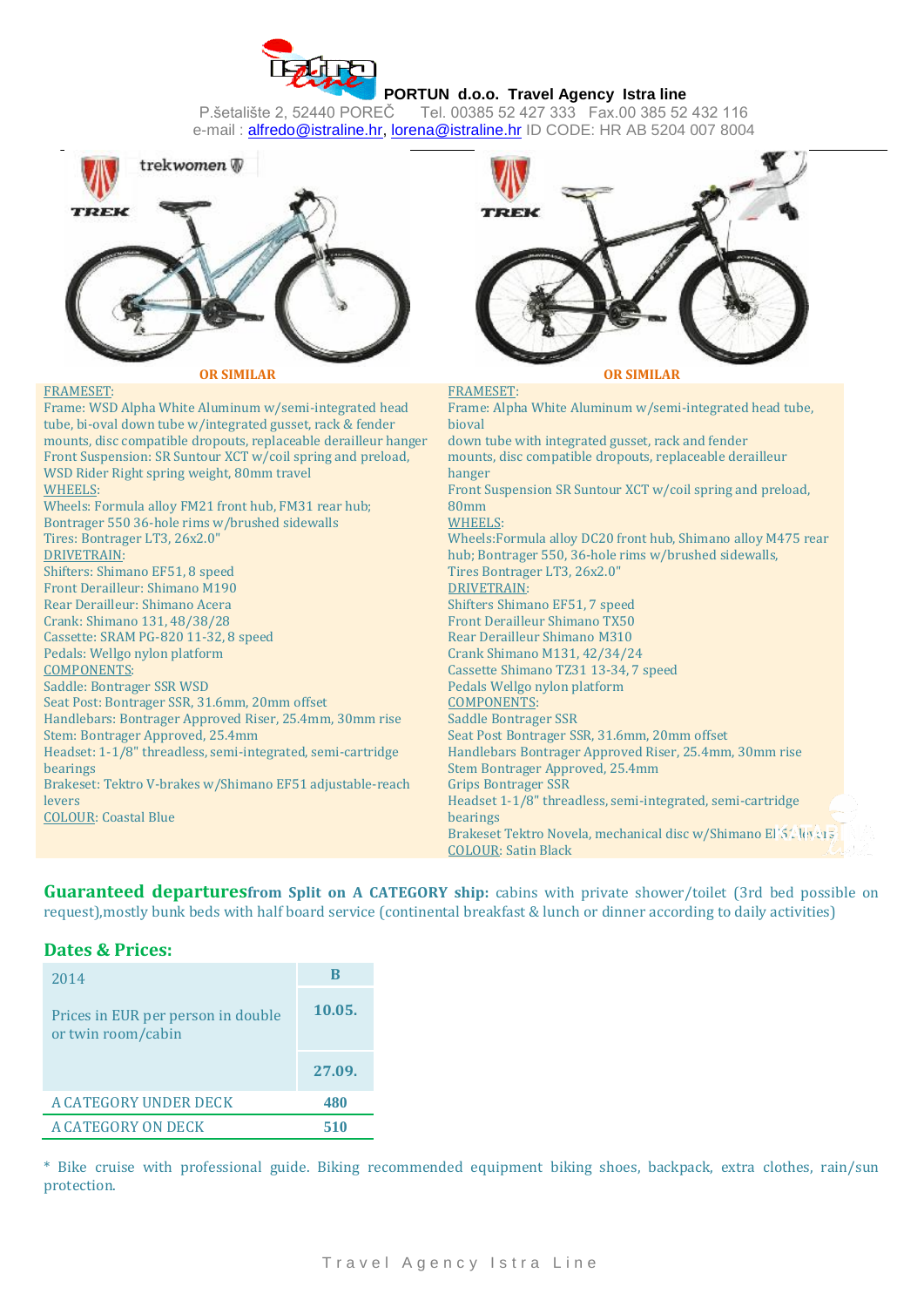**PORTUN d.o.o. Travel Agency Istra line**

P.šetalište 2, 52440 POREČ  Tel. 00385 52 427 333  Fax.00 385 52 432 116
e-mail : alfredo@istraline.hr, lorena@istraline.hr ID CODE: HR AB 5204 007 8004

**OR SIMILAR**

FRAMESET:
Frame: WSD Alpha White Aluminum w/semi-integrated head tube, bi-oval down tube w/integrated gusset, rack & fender mounts, disc compatible dropouts, replaceable derailleur hanger
Front Suspension: SR Suntour XCT w/coil spring and preload, WSD Rider Right spring weight, 80mm travel
WHEELS:
Wheels: Formula alloy FM21 front hub, FM31 rear hub; Bontrager 550 36-hole rims w/brushed sidewalls
Tires: Bontrager LT3, 26x2.0"
DRIVETRAIN:
Shifters: Shimano EF51, 8 speed
Front Derailleur: Shimano M190
Rear Derailleur: Shimano Acera
Crank: Shimano 131, 48/38/28
Cassette: SRAM PG-820 11-32, 8 speed
Pedals: Wellgo nylon platform
COMPONENTS:
Saddle: Bontrager SSR WSD
Seat Post: Bontrager SSR, 31.6mm, 20mm offset
Handlebars: Bontrager Approved Riser, 25.4mm, 30mm rise
Stem: Bontrager Approved, 25.4mm
Headset: 1-1/8" threadless, semi-integrated, semi-cartridge bearings
Brakeset: Tektro V-brakes w/Shimano EF51 adjustable-reach levers
COLOUR: Coastal Blue

**OR SIMILAR**

FRAMESET:
Frame: Alpha White Aluminum w/semi-integrated head tube, bioval
down tube with integrated gusset, rack and fender mounts, disc compatible dropouts, replaceable derailleur hanger
Front Suspension SR Suntour XCT w/coil spring and preload, 80mm
WHEELS:
Wheels:Formula alloy DC20 front hub, Shimano alloy M475 rear hub; Bontrager 550, 36-hole rims w/brushed sidewalls,
Tires Bontrager LT3, 26x2.0"
DRIVETRAIN:
Shifters Shimano EF51, 7 speed
Front Derailleur Shimano TX50
Rear Derailleur Shimano M310
Crank Shimano M131, 42/34/24
Cassette Shimano TZ31 13-34, 7 speed
Pedals Wellgo nylon platform
COMPONENTS:
Saddle Bontrager SSR
Seat Post Bontrager SSR, 31.6mm, 20mm offset
Handlebars Bontrager Approved Riser, 25.4mm, 30mm rise
Stem Bontrager Approved, 25.4mm
Grips Bontrager SSR
Headset 1-1/8" threadless, semi-integrated, semi-cartridge bearings
Brakeset Tektro Novela, mechanical disc w/Shimano EF51 levers
COLOUR: Satin Black

**Guaranteed departures from Split on A CATEGORY ship:** cabins with private shower/toilet (3rd bed possible on request),mostly bunk beds with half board service (continental breakfast & lunch or dinner according to daily activities)

## Dates & Prices:

| 2014 | B |
|---|---|
| Prices in EUR per person in double or twin room/cabin | 10.05. |
| | 27.09. |
| A CATEGORY UNDER DECK | 480 |
| A CATEGORY ON DECK | 510 |

* Bike cruise with professional guide. Biking recommended equipment biking shoes, backpack, extra clothes, rain/sun protection.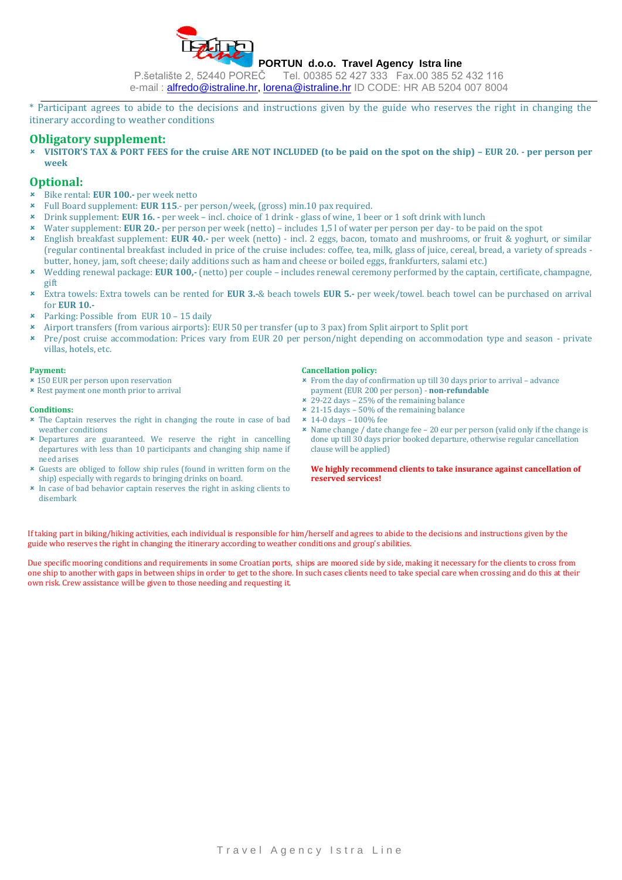**PORTUN d.o.o. Travel Agency Istra line**
P.šetalište 2, 52440 POREČ Tel. 00385 52 427 333 Fax.00 385 52 432 116
e-mail : alfredo@istraline.hr, lorena@istraline.hr ID CODE: HR AB 5204 007 8004

* Participant agrees to abide to the decisions and instructions given by the guide who reserves the right in changing the itinerary according to weather conditions

## Obligatory supplement:

- **VISITOR'S TAX & PORT FEES for the cruise ARE NOT INCLUDED (to be paid on the spot on the ship) – EUR 20. - per person per week**

## Optional:

- Bike rental: **EUR 100.-** per week netto
- Full Board supplement: **EUR 115**.- per person/week, (gross) min.10 pax required.
- Drink supplement: **EUR 16. -** per week – incl. choice of 1 drink - glass of wine, 1 beer or 1 soft drink with lunch
- Water supplement: **EUR 20.-** per person per week (netto) – includes 1,5 l of water per person per day- to be paid on the spot
- English breakfast supplement: **EUR 40.-** per week (netto) - incl. 2 eggs, bacon, tomato and mushrooms, or fruit & yoghurt, or similar (regular continental breakfast included in price of the cruise includes: coffee, tea, milk, glass of juice, cereal, bread, a variety of spreads - butter, honey, jam, soft cheese; daily additions such as ham and cheese or boiled eggs, frankfurters, salami etc.)
- Wedding renewal package: **EUR 100,-** (netto) per couple – includes renewal ceremony performed by the captain, certificate, champagne, gift
- Extra towels: Extra towels can be rented for **EUR 3.-**& beach towels **EUR 5.-** per week/towel. beach towel can be purchased on arrival for **EUR 10.-**
- Parking: Possible from EUR 10 – 15 daily
- Airport transfers (from various airports): EUR 50 per transfer (up to 3 pax) from Split airport to Split port
- Pre/post cruise accommodation: Prices vary from EUR 20 per person/night depending on accommodation type and season - private villas, hotels, etc.

**Payment:**

- 150 EUR per person upon reservation
- Rest payment one month prior to arrival

**Conditions:**

- The Captain reserves the right in changing the route in case of bad weather conditions
- Departures are guaranteed. We reserve the right in cancelling departures with less than 10 participants and changing ship name if need arises
- Guests are obliged to follow ship rules (found in written form on the ship) especially with regards to bringing drinks on board.
- In case of bad behavior captain reserves the right in asking clients to disembark

**Cancellation policy:**

- From the day of confirmation up till 30 days prior to arrival – advance payment (EUR 200 per person) - **non-refundable**
- 29-22 days – 25% of the remaining balance
- 21-15 days – 50% of the remaining balance
- 14-0 days – 100% fee
- Name change / date change fee – 20 eur per person (valid only if the change is done up till 30 days prior booked departure, otherwise regular cancellation clause will be applied)

**We highly recommend clients to take insurance against cancellation of reserved services!**

If taking part in biking/hiking activities, each individual is responsible for him/herself and agrees to abide to the decisions and instructions given by the guide who reserves the right in changing the itinerary according to weather conditions and group's abilities.

Due specific mooring conditions and requirements in some Croatian ports, ships are moored side by side, making it necessary for the clients to cross from one ship to another with gaps in between ships in order to get to the shore. In such cases clients need to take special care when crossing and do this at their own risk. Crew assistance will be given to those needing and requesting it.